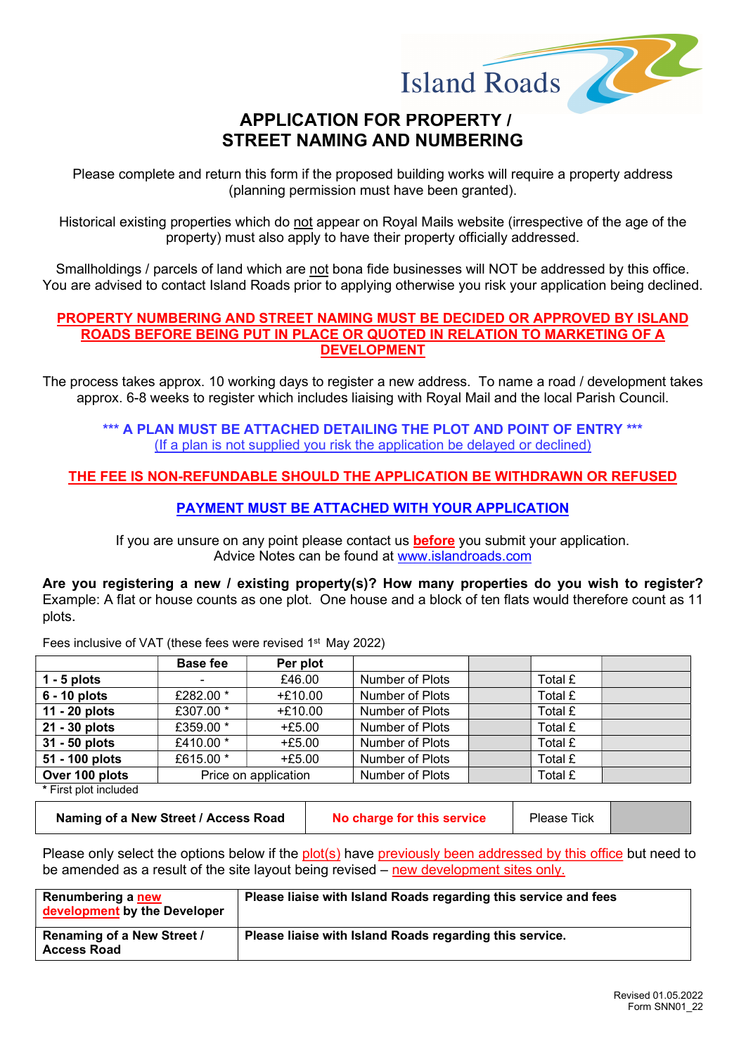Island Roads

# APPLICATION FOR PROPERTY / STREET NAMING AND NUMBERING

Please complete and return this form if the proposed building works will require a property address (planning permission must have been granted).

Historical existing properties which do not appear on Royal Mails website (irrespective of the age of the property) must also apply to have their property officially addressed.

Smallholdings / parcels of land which are not bona fide businesses will NOT be addressed by this office. You are advised to contact Island Roads prior to applying otherwise you risk your application being declined.

**PROPERTY NUMBERING AND STREET NAMING MUST BE DECIDED OR APPROVED BY ISLAND ROADS BEFORE BEING PUT IN PLACE OR QUOTED IN RELATION TO MARKETING OF A DEVELOPMENT**

The process takes approx. 10 working days to register a new address. To name a road / development takes approx. 6-8 weeks to register which includes liaising with Royal Mail and the local Parish Council.

**\*\*\* A PLAN MUST BE ATTACHED DETAILING THE PLOT AND POINT OF ENTRY \*\*\***
(If a plan is not supplied you risk the application be delayed or declined)

**THE FEE IS NON-REFUNDABLE SHOULD THE APPLICATION BE WITHDRAWN OR REFUSED**

**PAYMENT MUST BE ATTACHED WITH YOUR APPLICATION**

If you are unsure on any point please contact us **before** you submit your application.
Advice Notes can be found at www.islandroads.com

**Are you registering a new / existing property(s)? How many properties do you wish to register?** Example: A flat or house counts as one plot. One house and a block of ten flats would therefore count as 11 plots.

Fees inclusive of VAT (these fees were revised 1st May 2022)

| | Base fee | Per plot | | | | |
|---|---|---|---|---|---|---|
| **1 - 5 plots** | - | £46.00 | Number of Plots | | Total £ | |
| **6 - 10 plots** | £282.00 * | +£10.00 | Number of Plots | | Total £ | |
| **11 - 20 plots** | £307.00 * | +£10.00 | Number of Plots | | Total £ | |
| **21 - 30 plots** | £359.00 * | +£5.00 | Number of Plots | | Total £ | |
| **31 - 50 plots** | £410.00 * | +£5.00 | Number of Plots | | Total £ | |
| **51 - 100 plots** | £615.00 * | +£5.00 | Number of Plots | | Total £ | |
| **Over 100 plots** | Price on application | | Number of Plots | | Total £ | |

\* First plot included

| Naming of a New Street / Access Road | No charge for this service | Please Tick | |
|---|---|---|---|

Please only select the options below if the plot(s) have previously been addressed by this office but need to be amended as a result of the site layout being revised – new development sites only.

| Renumbering a new development by the Developer | Please liaise with Island Roads regarding this service and fees |
|---|---|
| **Renaming of a New Street / Access Road** | **Please liaise with Island Roads regarding this service.** |

Revised 01.05.2022
Form SNN01_22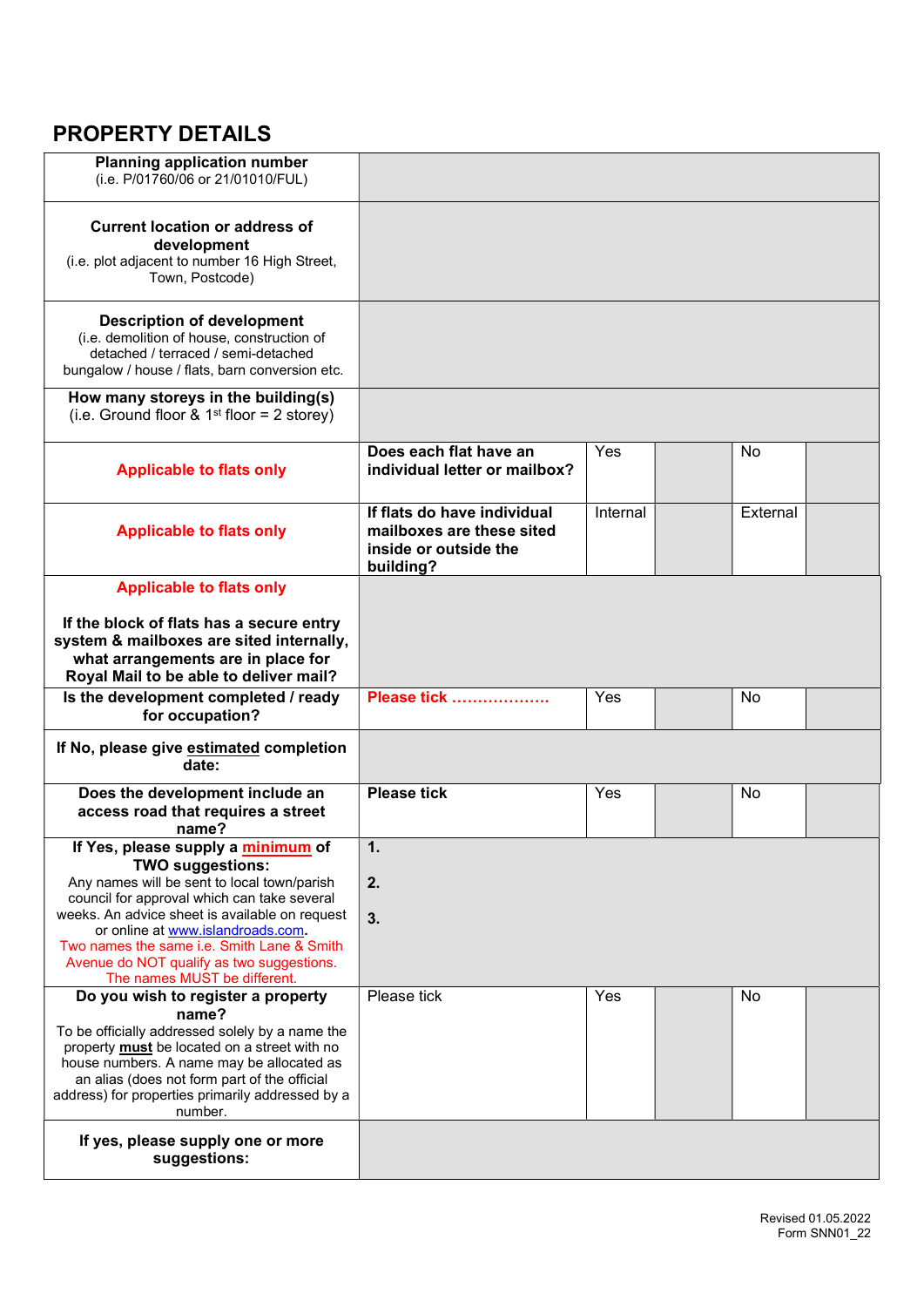## PROPERTY DETAILS

| | | | | | |
|---|---|---|---|---|---|
| **Planning application number** (i.e. P/01760/06 or 21/01010/FUL) | | | | | |
| **Current location or address of development** (i.e. plot adjacent to number 16 High Street, Town, Postcode) | | | | | |
| **Description of development** (i.e. demolition of house, construction of detached / terraced / semi-detached bungalow / house / flats, barn conversion etc. | | | | | |
| **How many storeys in the building(s)** (i.e. Ground floor & 1st floor = 2 storey) | | | | | |
| **Applicable to flats only** | **Does each flat have an individual letter or mailbox?** | Yes | | No | |
| **Applicable to flats only** | **If flats do have individual mailboxes are these sited inside or outside the building?** | Internal | | External | |
| **Applicable to flats only** **If the block of flats has a secure entry system & mailboxes are sited internally, what arrangements are in place for Royal Mail to be able to deliver mail?** | | | | | |
| **Is the development completed / ready for occupation?** | **Please tick ……………….** | Yes | | No | |
| **If No, please give estimated completion date:** | | | | | |
| **Does the development include an access road that requires a street name?** | **Please tick** | Yes | | No | |
| **If Yes, please supply a minimum of TWO suggestions:** Any names will be sent to local town/parish council for approval which can take several weeks. An advice sheet is available on request or online at www.islandroads.com. Two names the same i.e. Smith Lane & Smith Avenue do NOT qualify as two suggestions. The names MUST be different. | **1.** **2.** **3.** | | | | |
| **Do you wish to register a property name?** To be officially addressed solely by a name the property **must** be located on a street with no house numbers. A name may be allocated as an alias (does not form part of the official address) for properties primarily addressed by a number. | Please tick | Yes | | No | |
| **If yes, please supply one or more suggestions:** | | | | | |

Revised 01.05.2022
Form SNN01_22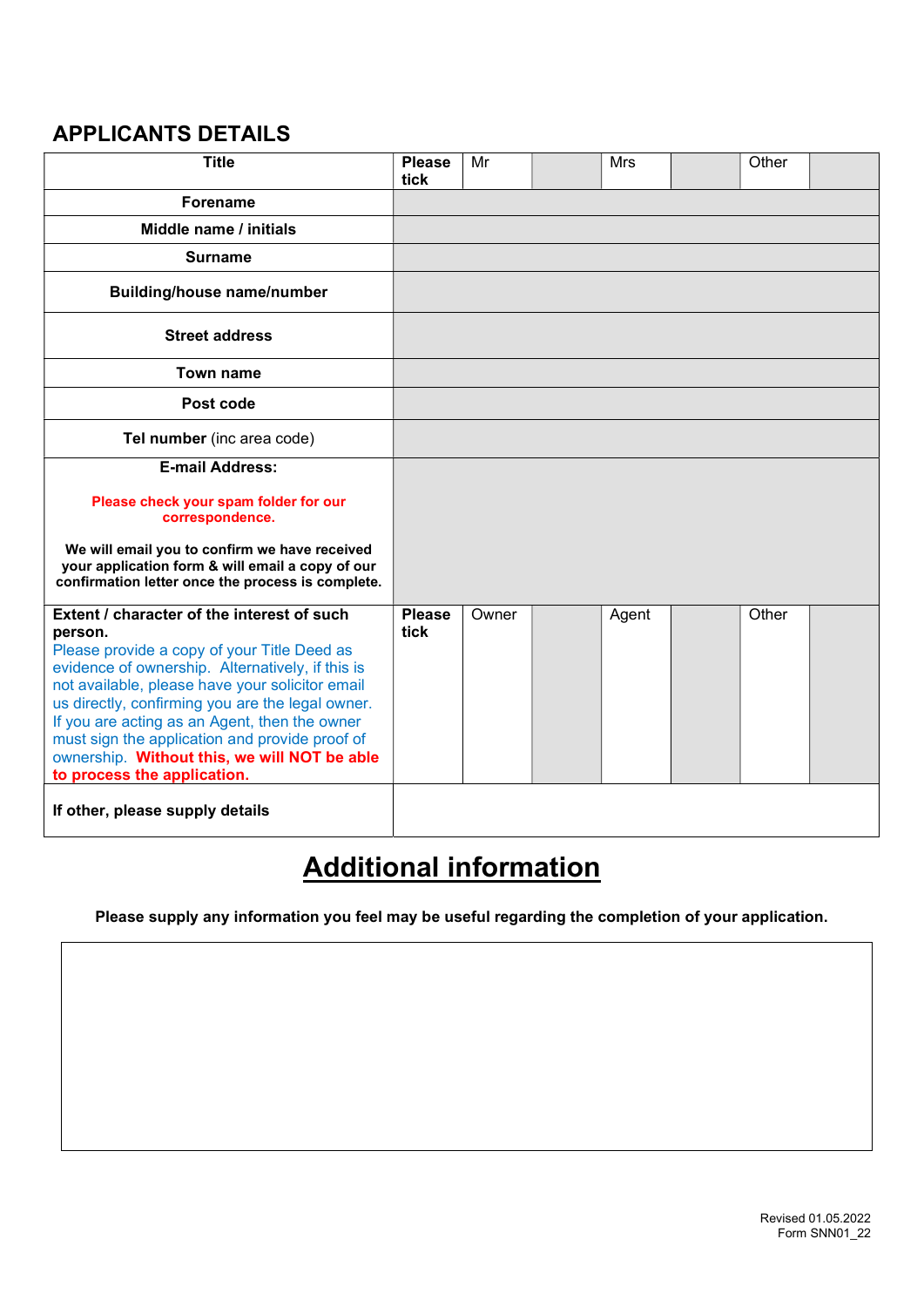## APPLICANTS DETAILS

| Title | Please tick | Mr | | Mrs | | Other | |
|---|---|---|---|---|---|---|---|
| Forename | | | | | | | |
| Middle name / initials | | | | | | | |
| Surname | | | | | | | |
| Building/house name/number | | | | | | | |
| Street address | | | | | | | |
| Town name | | | | | | | |
| Post code | | | | | | | |
| **Tel number** (inc area code) | | | | | | | |
| **E-mail Address:** **Please check your spam folder for our correspondence.** **We will email you to confirm we have received your application form & will email a copy of our confirmation letter once the process is complete.** | | | | | | | |
| **Extent / character of the interest of such person.** Please provide a copy of your Title Deed as evidence of ownership. Alternatively, if this is not available, please have your solicitor email us directly, confirming you are the legal owner. If you are acting as an Agent, then the owner must sign the application and provide proof of ownership. **Without this, we will NOT be able to process the application.** | **Please tick** | Owner | | Agent | | Other | |
| **If other, please supply details** | | | | | | | |

## Additional information

**Please supply any information you feel may be useful regarding the completion of your application.**

| |
|---|
| |

Revised 01.05.2022
Form SNN01_22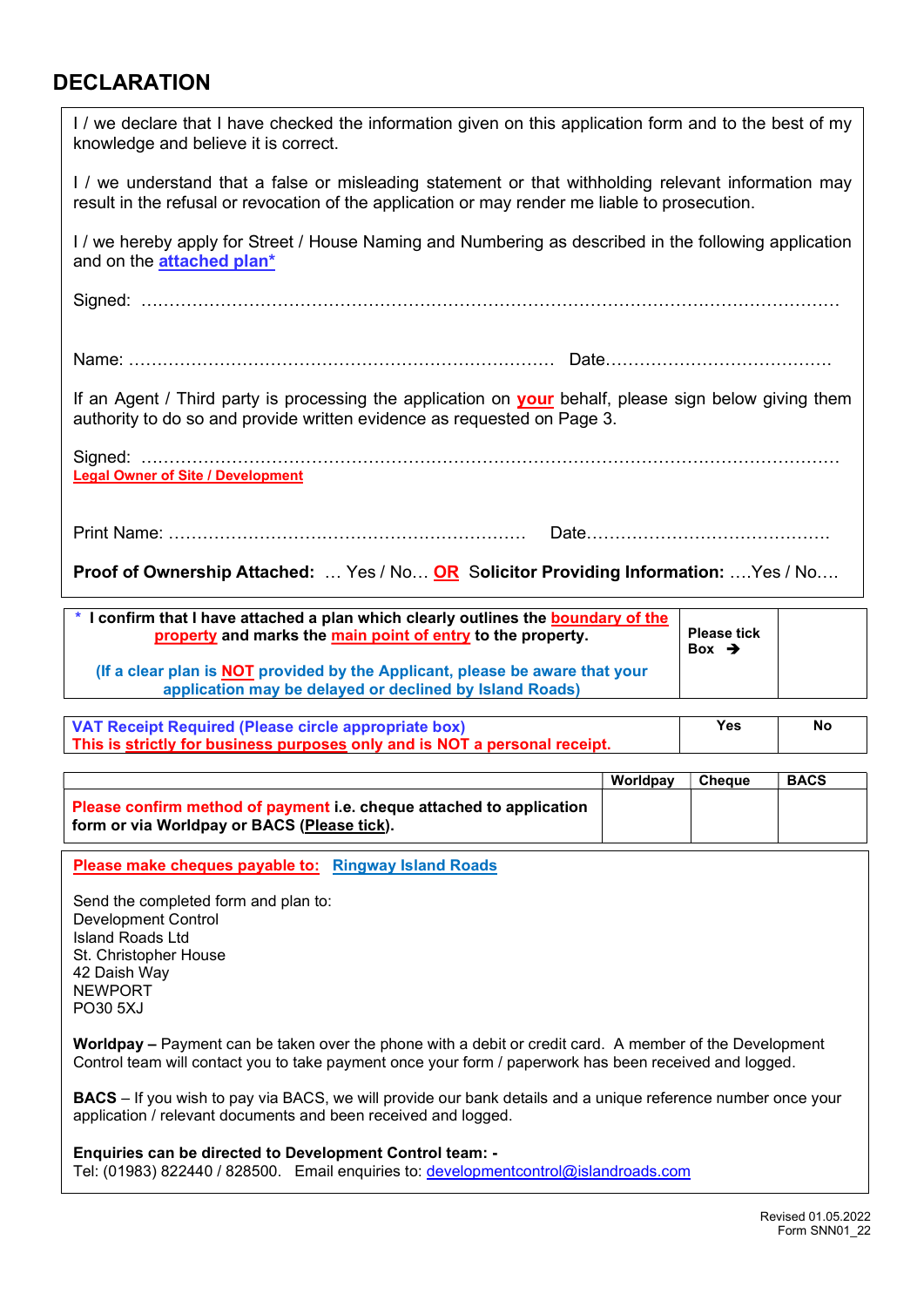## DECLARATION

I / we declare that I have checked the information given on this application form and to the best of my knowledge and believe it is correct.

I / we understand that a false or misleading statement or that withholding relevant information may result in the refusal or revocation of the application or may render me liable to prosecution.

I / we hereby apply for Street / House Naming and Numbering as described in the following application and on the **attached plan***

Signed: ……………………………………………………………………………………………………………

Name: ………………………………………………………………… Date…………………………………

If an Agent / Third party is processing the application on **your** behalf, please sign below giving them authority to do so and provide written evidence as requested on Page 3.

Signed: ……………………………………………………………………………………………………………
**Legal Owner of Site / Development**

Print Name: ……………………………………………………… Date……………………………………

**Proof of Ownership Attached:** … Yes / No… **OR** **Solicitor Providing Information:** ….Yes / No….

| | | |
|---|---|---|
| * **I confirm that I have attached a plan which clearly outlines the boundary of the property and marks the main point of entry to the property.**<br><br>**(If a clear plan is NOT provided by the Applicant, please be aware that your application may be delayed or declined by Island Roads)** | **Please tick Box** ➔ | |

| | | |
|---|---|---|
| **VAT Receipt Required (Please circle appropriate box)**<br>**This is strictly for business purposes only and is NOT a personal receipt.** | **Yes** | **No** |

| | Worldpay | Cheque | BACS |
|---|---|---|---|
| **Please confirm method of payment i.e. cheque attached to application form or via Worldpay or BACS (Please tick).** | | | |

**Please make cheques payable to:** **Ringway Island Roads**

Send the completed form and plan to:
Development Control
Island Roads Ltd
St. Christopher House
42 Daish Way
NEWPORT
PO30 5XJ

**Worldpay –** Payment can be taken over the phone with a debit or credit card. A member of the Development Control team will contact you to take payment once your form / paperwork has been received and logged.

**BACS** – If you wish to pay via BACS, we will provide our bank details and a unique reference number once your application / relevant documents and been received and logged.

**Enquiries can be directed to Development Control team: -**
Tel: (01983) 822440 / 828500. Email enquiries to: developmentcontrol@islandroads.com

Revised 01.05.2022
Form SNN01_22